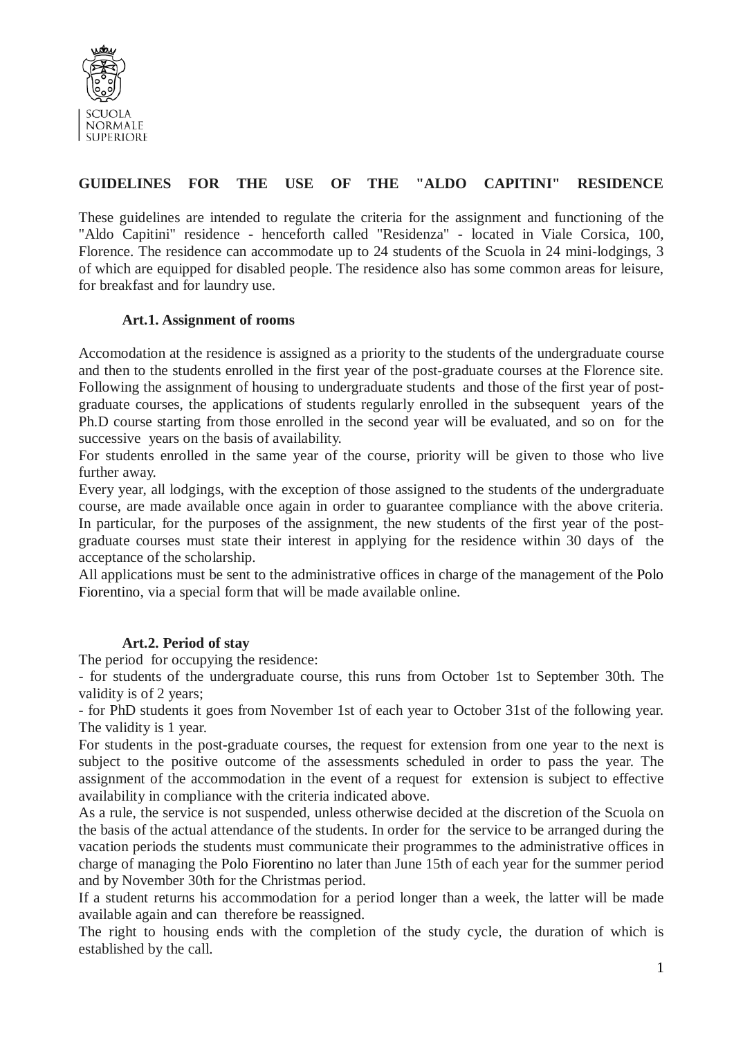SCUOLA
NORMALE
SUPERIORE

# GUIDELINES FOR THE USE OF THE "ALDO CAPITINI" RESIDENCE

These guidelines are intended to regulate the criteria for the assignment and functioning of the "Aldo Capitini" residence - henceforth called "Residenza" - located in Viale Corsica, 100, Florence. The residence can accommodate up to 24 students of the Scuola in 24 mini-lodgings, 3 of which are equipped for disabled people. The residence also has some common areas for leisure, for breakfast and for laundry use.

## Art.1. Assignment of rooms

Accomodation at the residence is assigned as a priority to the students of the undergraduate course and then to the students enrolled in the first year of the post-graduate courses at the Florence site. Following the assignment of housing to undergraduate students and those of the first year of post-graduate courses, the applications of students regularly enrolled in the subsequent years of the Ph.D course starting from those enrolled in the second year will be evaluated, and so on for the successive years on the basis of availability.

For students enrolled in the same year of the course, priority will be given to those who live further away.

Every year, all lodgings, with the exception of those assigned to the students of the undergraduate course, are made available once again in order to guarantee compliance with the above criteria. In particular, for the purposes of the assignment, the new students of the first year of the post-graduate courses must state their interest in applying for the residence within 30 days of the acceptance of the scholarship.

All applications must be sent to the administrative offices in charge of the management of the Polo Fiorentino, via a special form that will be made available online.

## Art.2. Period of stay

The period for occupying the residence:

- for students of the undergraduate course, this runs from October 1st to September 30th. The validity is of 2 years;
- for PhD students it goes from November 1st of each year to October 31st of the following year. The validity is 1 year.

For students in the post-graduate courses, the request for extension from one year to the next is subject to the positive outcome of the assessments scheduled in order to pass the year. The assignment of the accommodation in the event of a request for extension is subject to effective availability in compliance with the criteria indicated above.

As a rule, the service is not suspended, unless otherwise decided at the discretion of the Scuola on the basis of the actual attendance of the students. In order for the service to be arranged during the vacation periods the students must communicate their programmes to the administrative offices in charge of managing the Polo Fiorentino no later than June 15th of each year for the summer period and by November 30th for the Christmas period.

If a student returns his accommodation for a period longer than a week, the latter will be made available again and can therefore be reassigned.

The right to housing ends with the completion of the study cycle, the duration of which is established by the call.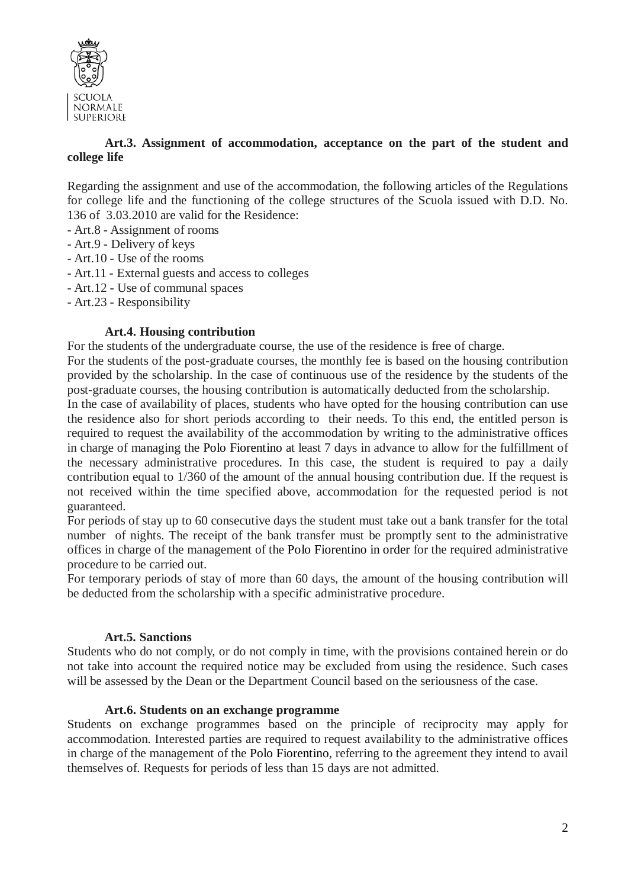**Art.3. Assignment of accommodation, acceptance on the part of the student and college life**

Regarding the assignment and use of the accommodation, the following articles of the Regulations for college life and the functioning of the college structures of the Scuola issued with D.D. No. 136 of 3.03.2010 are valid for the Residence:

- Art.8 - Assignment of rooms
- Art.9 - Delivery of keys
- Art.10 - Use of the rooms
- Art.11 - External guests and access to colleges
- Art.12 - Use of communal spaces
- Art.23 - Responsibility

**Art.4. Housing contribution**

For the students of the undergraduate course, the use of the residence is free of charge.

For the students of the post-graduate courses, the monthly fee is based on the housing contribution provided by the scholarship. In the case of continuous use of the residence by the students of the post-graduate courses, the housing contribution is automatically deducted from the scholarship.

In the case of availability of places, students who have opted for the housing contribution can use the residence also for short periods according to their needs. To this end, the entitled person is required to request the availability of the accommodation by writing to the administrative offices in charge of managing the Polo Fiorentino at least 7 days in advance to allow for the fulfillment of the necessary administrative procedures. In this case, the student is required to pay a daily contribution equal to 1/360 of the amount of the annual housing contribution due. If the request is not received within the time specified above, accommodation for the requested period is not guaranteed.

For periods of stay up to 60 consecutive days the student must take out a bank transfer for the total number of nights. The receipt of the bank transfer must be promptly sent to the administrative offices in charge of the management of the Polo Fiorentino in order for the required administrative procedure to be carried out.

For temporary periods of stay of more than 60 days, the amount of the housing contribution will be deducted from the scholarship with a specific administrative procedure.

**Art.5. Sanctions**

Students who do not comply, or do not comply in time, with the provisions contained herein or do not take into account the required notice may be excluded from using the residence. Such cases will be assessed by the Dean or the Department Council based on the seriousness of the case.

**Art.6. Students on an exchange programme**

Students on exchange programmes based on the principle of reciprocity may apply for accommodation. Interested parties are required to request availability to the administrative offices in charge of the management of the Polo Fiorentino, referring to the agreement they intend to avail themselves of. Requests for periods of less than 15 days are not admitted.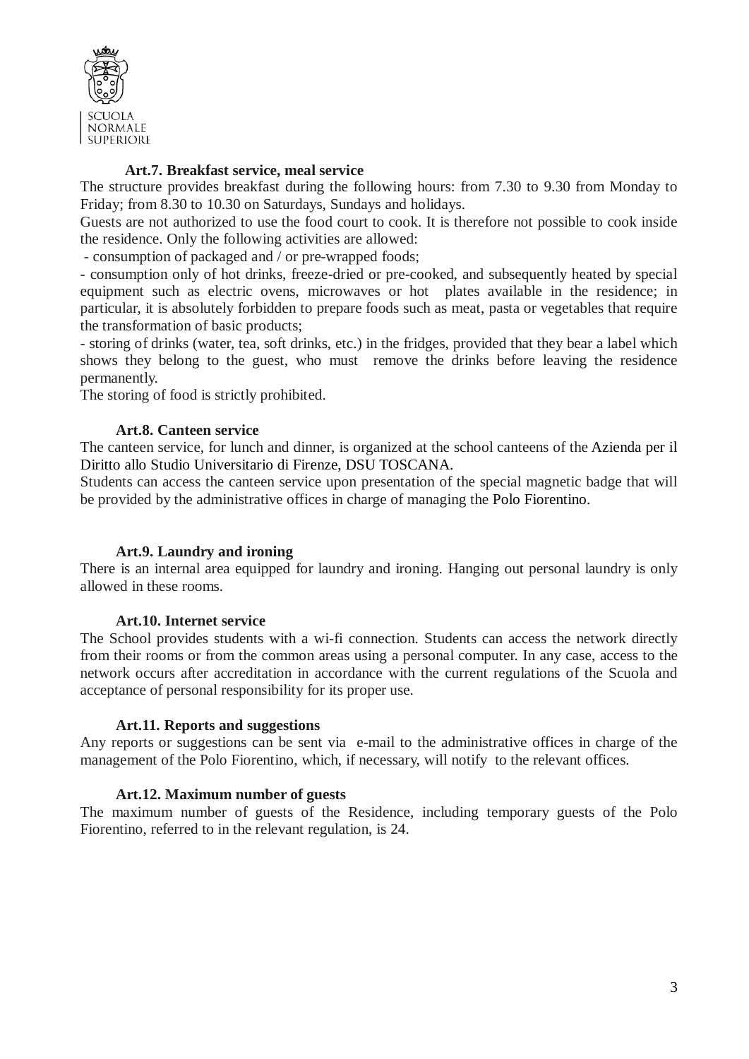### Art.7. Breakfast service, meal service

The structure provides breakfast during the following hours: from 7.30 to 9.30 from Monday to Friday; from 8.30 to 10.30 on Saturdays, Sundays and holidays.

Guests are not authorized to use the food court to cook. It is therefore not possible to cook inside the residence. Only the following activities are allowed:

- consumption of packaged and / or pre-wrapped foods;
- consumption only of hot drinks, freeze-dried or pre-cooked, and subsequently heated by special equipment such as electric ovens, microwaves or hot plates available in the residence; in particular, it is absolutely forbidden to prepare foods such as meat, pasta or vegetables that require the transformation of basic products;
- storing of drinks (water, tea, soft drinks, etc.) in the fridges, provided that they bear a label which shows they belong to the guest, who must remove the drinks before leaving the residence permanently.

The storing of food is strictly prohibited.

### Art.8. Canteen service

The canteen service, for lunch and dinner, is organized at the school canteens of the Azienda per il Diritto allo Studio Universitario di Firenze, DSU TOSCANA.

Students can access the canteen service upon presentation of the special magnetic badge that will be provided by the administrative offices in charge of managing the Polo Fiorentino.

### Art.9. Laundry and ironing

There is an internal area equipped for laundry and ironing. Hanging out personal laundry is only allowed in these rooms.

### Art.10. Internet service

The School provides students with a wi-fi connection. Students can access the network directly from their rooms or from the common areas using a personal computer. In any case, access to the network occurs after accreditation in accordance with the current regulations of the Scuola and acceptance of personal responsibility for its proper use.

### Art.11. Reports and suggestions

Any reports or suggestions can be sent via e-mail to the administrative offices in charge of the management of the Polo Fiorentino, which, if necessary, will notify to the relevant offices.

### Art.12. Maximum number of guests

The maximum number of guests of the Residence, including temporary guests of the Polo Fiorentino, referred to in the relevant regulation, is 24.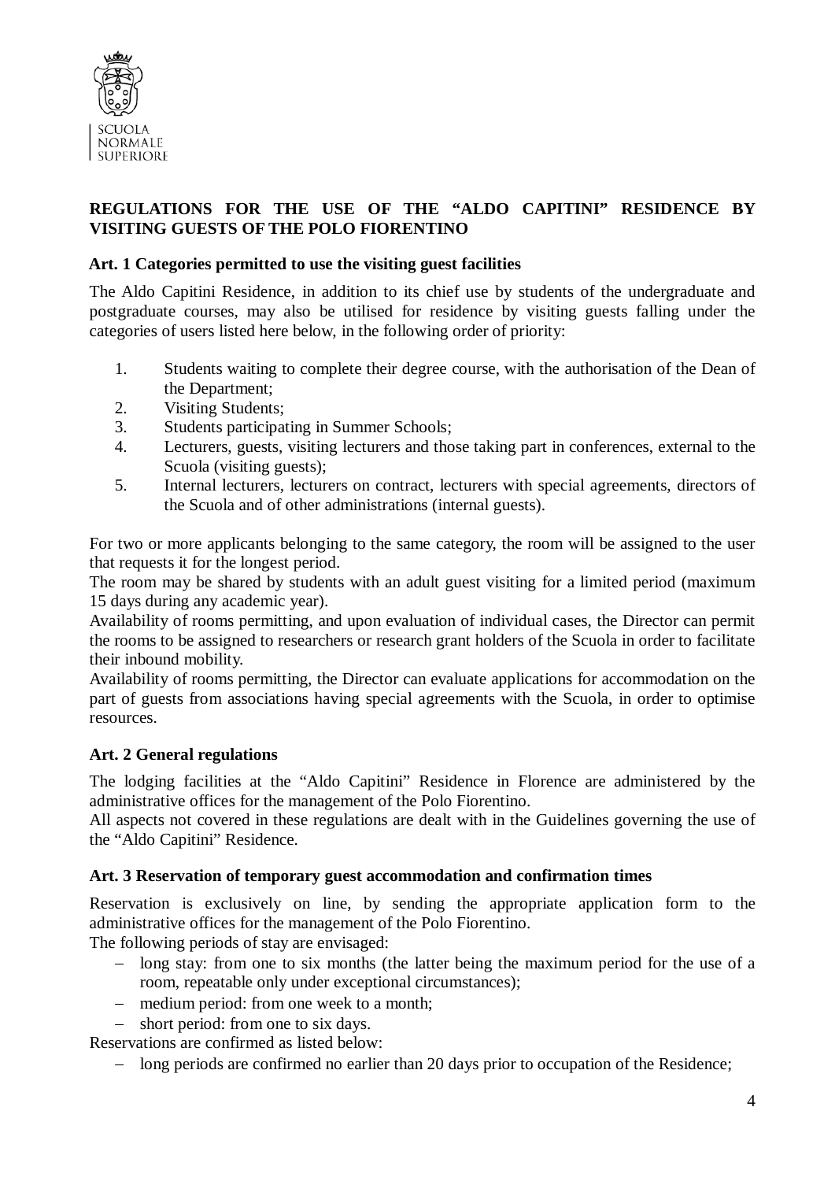SCUOLA NORMALE SUPERIORE

## REGULATIONS FOR THE USE OF THE "ALDO CAPITINI" RESIDENCE BY VISITING GUESTS OF THE POLO FIORENTINO

### Art. 1 Categories permitted to use the visiting guest facilities

The Aldo Capitini Residence, in addition to its chief use by students of the undergraduate and postgraduate courses, may also be utilised for residence by visiting guests falling under the categories of users listed here below, in the following order of priority:

1. Students waiting to complete their degree course, with the authorisation of the Dean of the Department;
2. Visiting Students;
3. Students participating in Summer Schools;
4. Lecturers, guests, visiting lecturers and those taking part in conferences, external to the Scuola (visiting guests);
5. Internal lecturers, lecturers on contract, lecturers with special agreements, directors of the Scuola and of other administrations (internal guests).

For two or more applicants belonging to the same category, the room will be assigned to the user that requests it for the longest period.
The room may be shared by students with an adult guest visiting for a limited period (maximum 15 days during any academic year).
Availability of rooms permitting, and upon evaluation of individual cases, the Director can permit the rooms to be assigned to researchers or research grant holders of the Scuola in order to facilitate their inbound mobility.
Availability of rooms permitting, the Director can evaluate applications for accommodation on the part of guests from associations having special agreements with the Scuola, in order to optimise resources.

### Art. 2 General regulations

The lodging facilities at the "Aldo Capitini" Residence in Florence are administered by the administrative offices for the management of the Polo Fiorentino.
All aspects not covered in these regulations are dealt with in the Guidelines governing the use of the "Aldo Capitini" Residence.

### Art. 3 Reservation of temporary guest accommodation and confirmation times

Reservation is exclusively on line, by sending the appropriate application form to the administrative offices for the management of the Polo Fiorentino.
The following periods of stay are envisaged:

- long stay: from one to six months (the latter being the maximum period for the use of a room, repeatable only under exceptional circumstances);
- medium period: from one week to a month;
- short period: from one to six days.

Reservations are confirmed as listed below:

- long periods are confirmed no earlier than 20 days prior to occupation of the Residence;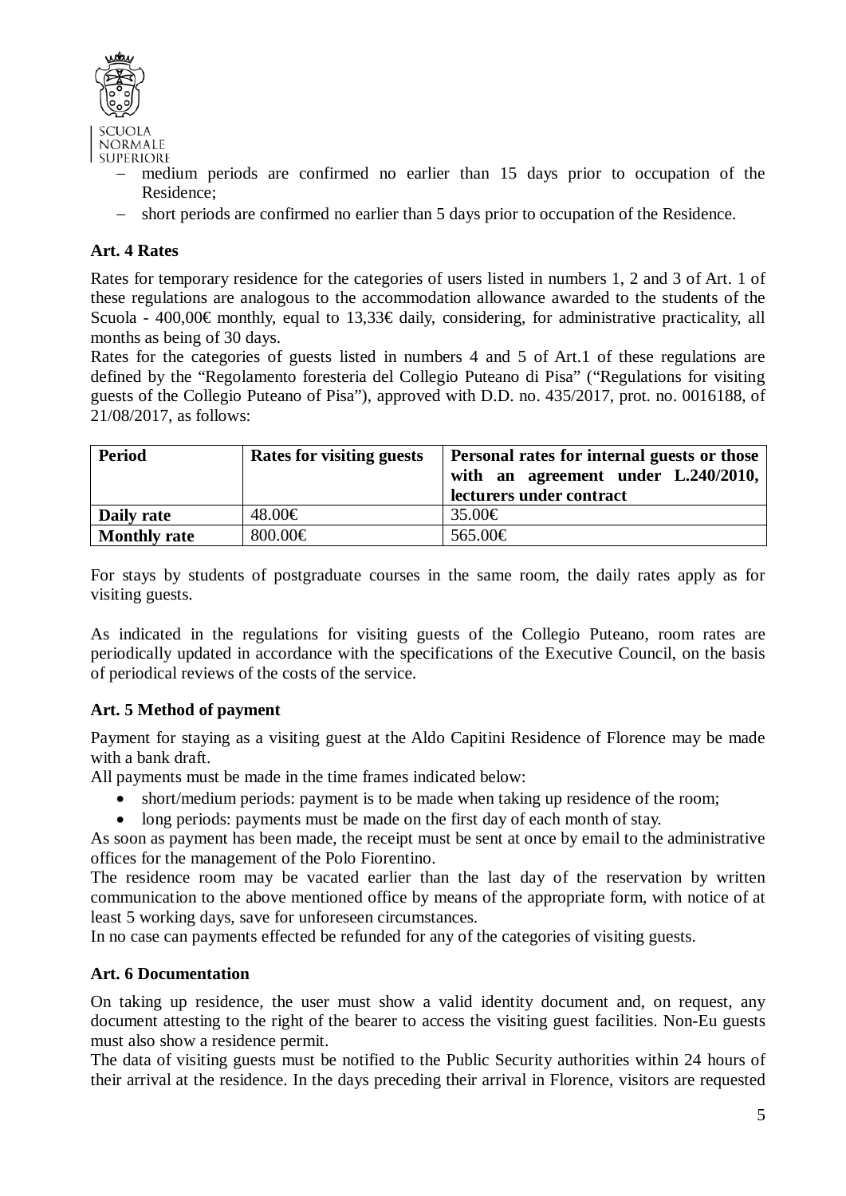- medium periods are confirmed no earlier than 15 days prior to occupation of the Residence;
- short periods are confirmed no earlier than 5 days prior to occupation of the Residence.

**Art. 4 Rates**

Rates for temporary residence for the categories of users listed in numbers 1, 2 and 3 of Art. 1 of these regulations are analogous to the accommodation allowance awarded to the students of the Scuola - 400,00€ monthly, equal to 13,33€ daily, considering, for administrative practicality, all months as being of 30 days.
Rates for the categories of guests listed in numbers 4 and 5 of Art.1 of these regulations are defined by the "Regolamento foresteria del Collegio Puteano di Pisa" ("Regulations for visiting guests of the Collegio Puteano of Pisa"), approved with D.D. no. 435/2017, prot. no. 0016188, of 21/08/2017, as follows:

| Period | Rates for visiting guests | Personal rates for internal guests or those with an agreement under L.240/2010, lecturers under contract |
|---|---|---|
| **Daily rate** | 48.00€ | 35.00€ |
| **Monthly rate** | 800.00€ | 565.00€ |

For stays by students of postgraduate courses in the same room, the daily rates apply as for visiting guests.

As indicated in the regulations for visiting guests of the Collegio Puteano, room rates are periodically updated in accordance with the specifications of the Executive Council, on the basis of periodical reviews of the costs of the service.

**Art. 5 Method of payment**

Payment for staying as a visiting guest at the Aldo Capitini Residence of Florence may be made with a bank draft.
All payments must be made in the time frames indicated below:

- short/medium periods: payment is to be made when taking up residence of the room;
- long periods: payments must be made on the first day of each month of stay.

As soon as payment has been made, the receipt must be sent at once by email to the administrative offices for the management of the Polo Fiorentino.
The residence room may be vacated earlier than the last day of the reservation by written communication to the above mentioned office by means of the appropriate form, with notice of at least 5 working days, save for unforeseen circumstances.
In no case can payments effected be refunded for any of the categories of visiting guests.

**Art. 6 Documentation**

On taking up residence, the user must show a valid identity document and, on request, any document attesting to the right of the bearer to access the visiting guest facilities. Non-Eu guests must also show a residence permit.
The data of visiting guests must be notified to the Public Security authorities within 24 hours of their arrival at the residence. In the days preceding their arrival in Florence, visitors are requested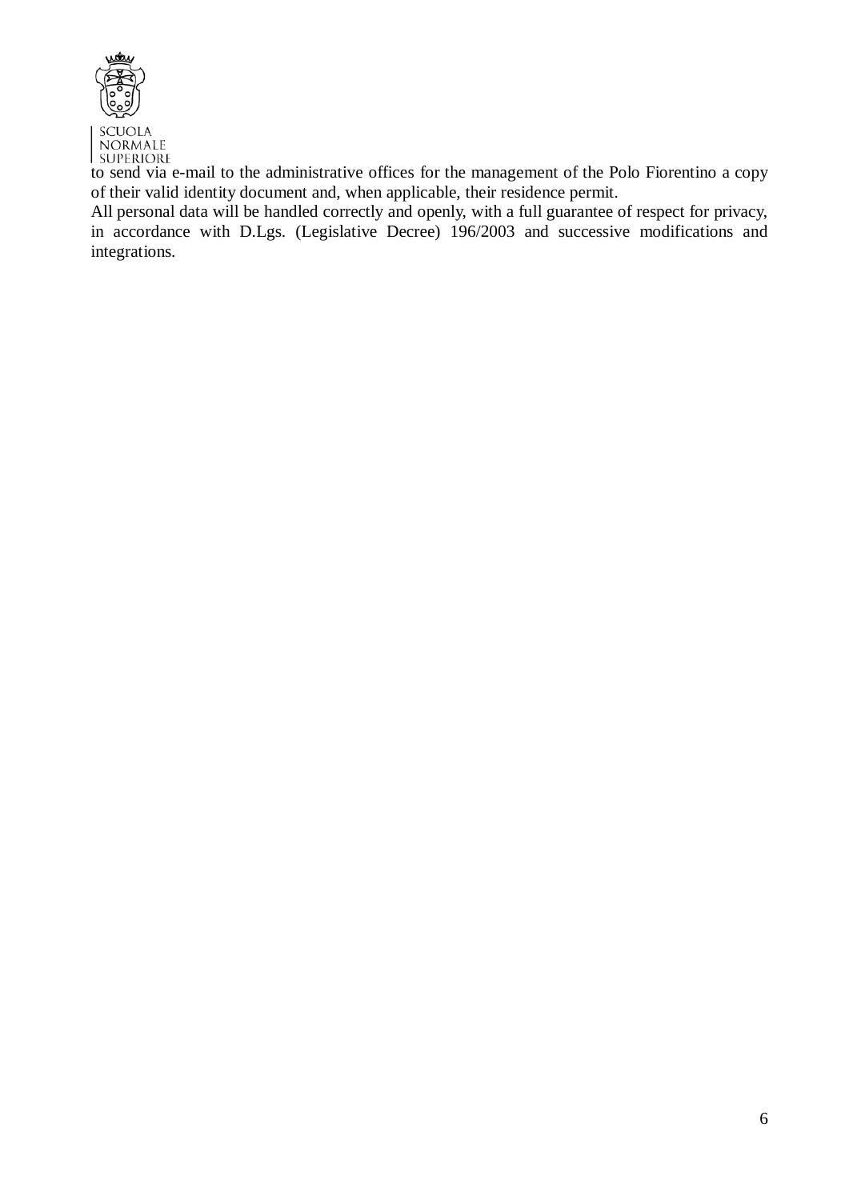to send via e-mail to the administrative offices for the management of the Polo Fiorentino a copy of their valid identity document and, when applicable, their residence permit.

All personal data will be handled correctly and openly, with a full guarantee of respect for privacy, in accordance with D.Lgs. (Legislative Decree) 196/2003 and successive modifications and integrations.